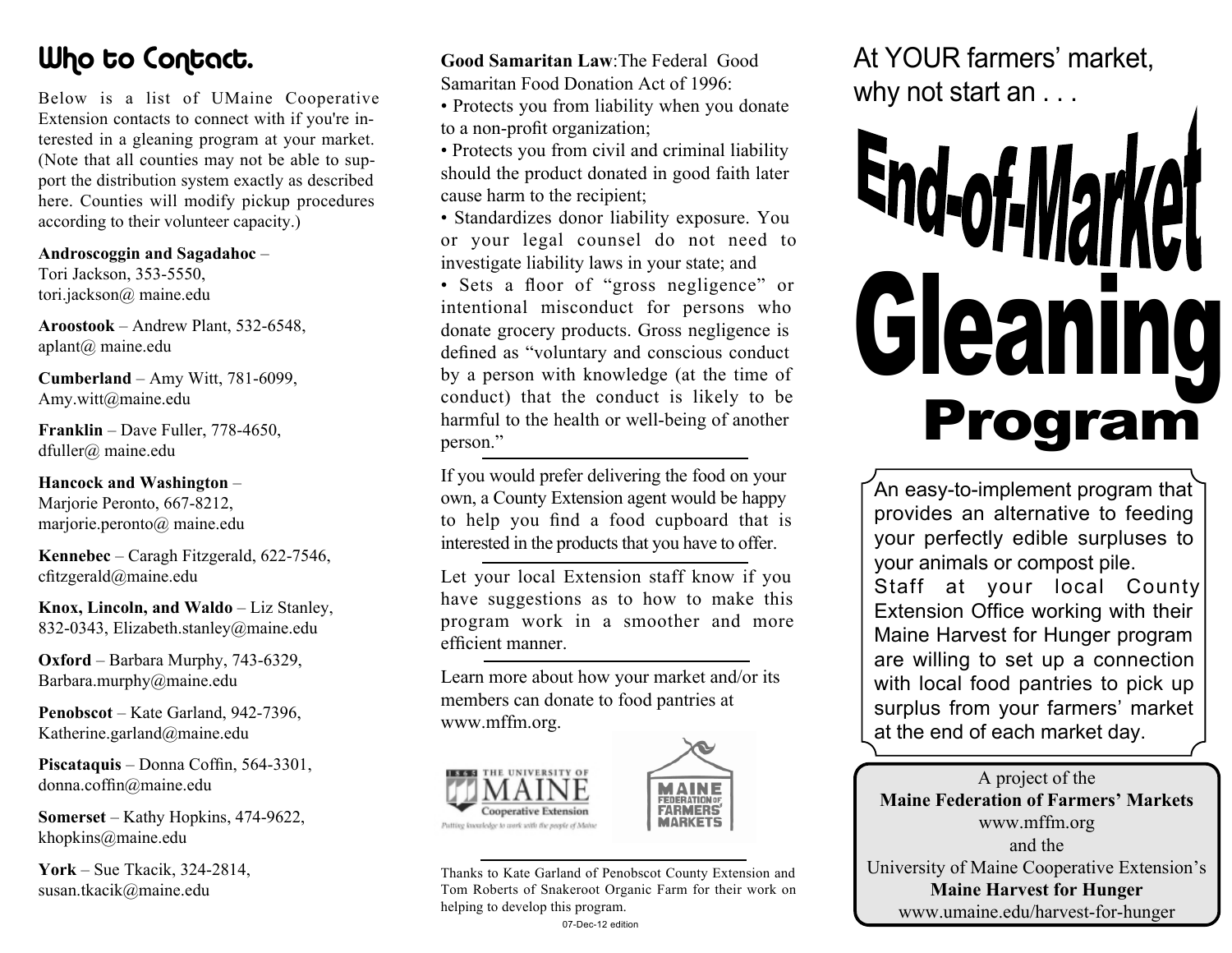## Who to Contact.

Below is a list of UMaine Cooperative Extension contacts to connect with if you're interested in a gleaning program at your market. (Note that all counties may not be able to support the distribution system exactly as described here. Counties will modify pickup procedures according to their volunteer capacity.)

**Androscoggin and Sagadahoc** – Tori Jackson, 353-5550, tori.jackson@ maine.edu

**Aroostook** – Andrew Plant, 532-6548, aplant@ maine.edu

**Cumberland** – Amy Witt, 781-6099, Amy.witt@maine.edu

**Franklin** – Dave Fuller, 778-4650, dfuller@ maine.edu

**Hancock and Washington** – Marjorie Peronto, 667-8212, marjorie.peronto@ maine.edu

**Kennebec** – Caragh Fitzgerald, 622-7546, cfitzgerald@maine.edu

**Knox, Lincoln, and Waldo** – Liz Stanley, 832-0343, Elizabeth.stanley@maine.edu

**Oxford** – Barbara Murphy, 743-6329, Barbara.murphy@maine.edu

**Penobscot** – Kate Garland, 942-7396, Katherine.garland@maine.edu

**Piscataquis** – Donna Coffin, 564-3301, donna.coffin@maine.edu

**Somerset** – Kathy Hopkins, 474-9622, khopkins@maine.edu

**York** – Sue Tkacik, 324-2814, susan.tkacik@maine.edu

**Good Samaritan Law**: The Federal Good Samaritan Food Donation Act of 1996:

- Protects you from liability when you donate to a non-profit organization;
- Protects you from civil and criminal liability should the product donated in good faith later cause harm to the recipient;
- Standardizes donor liability exposure. You or your legal counsel do not need to investigate liability laws in your state; and
- Sets a floor of "gross negligence" or intentional misconduct for persons who donate grocery products. Gross negligence is defined as "voluntary and conscious conduct by a person with knowledge (at the time of conduct) that the conduct is likely to be harmful to the health or well-being of another person."

---

If you would prefer delivering the food on your own, a County Extension agent would be happy to help you find a food cupboard that is interested in the products that you have to offer.

---

Let your local Extension staff know if you have suggestions as to how to make this program work in a smoother and more efficient manner.

---

Learn more about how your market and/or its members can donate to food pantries at www.mffm.org.

---

Thanks to Kate Garland of Penobscot County Extension and Tom Roberts of Snakeroot Organic Farm for their work on helping to develop this program.

07-Dec-12 edition

At YOUR farmers' market, why not start an . . .

# End-of-Market Gleaning Program

An easy-to-implement program that provides an alternative to feeding your perfectly edible surpluses to your animals or compost pile. Staff at your local County Extension Office working with their Maine Harvest for Hunger program are willing to set up a connection with local food pantries to pick up surplus from your farmers' market at the end of each market day.

A project of the
**Maine Federation of Farmers' Markets**
www.mffm.org
and the
University of Maine Cooperative Extension's
**Maine Harvest for Hunger**
www.umaine.edu/harvest-for-hunger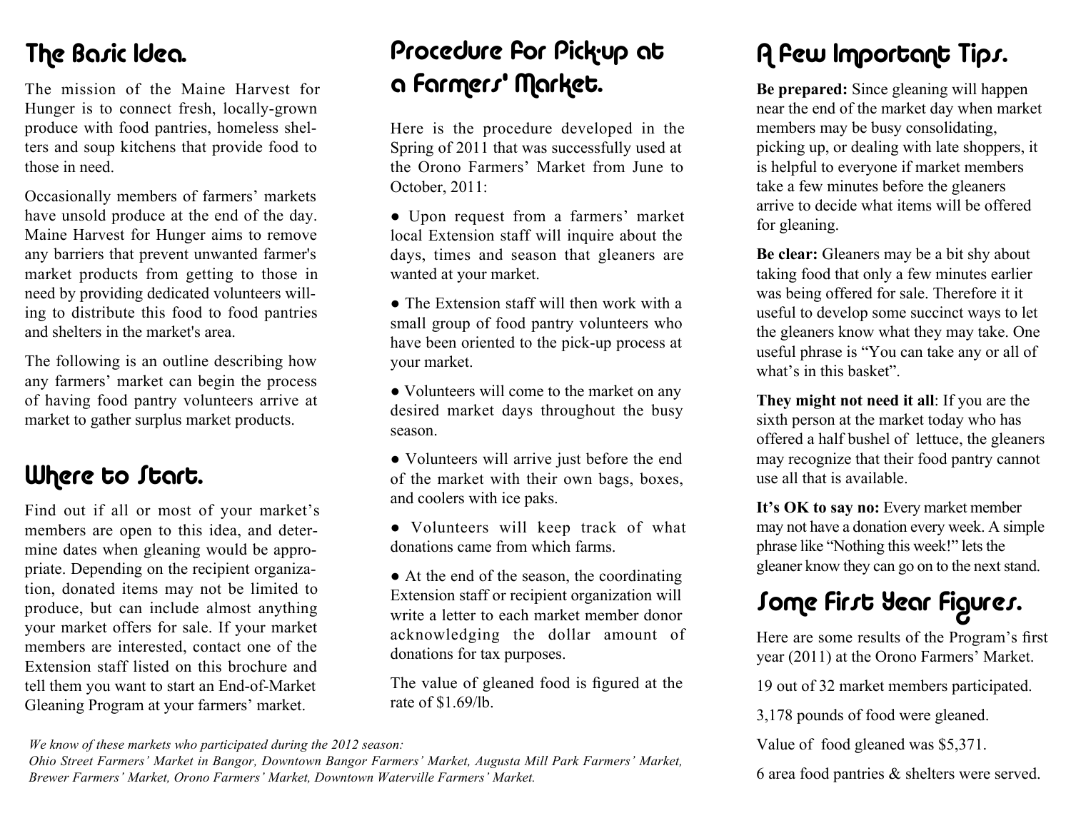## The Basic Idea.

The mission of the Maine Harvest for Hunger is to connect fresh, locally-grown produce with food pantries, homeless shelters and soup kitchens that provide food to those in need.

Occasionally members of farmers' markets have unsold produce at the end of the day. Maine Harvest for Hunger aims to remove any barriers that prevent unwanted farmer's market products from getting to those in need by providing dedicated volunteers willing to distribute this food to food pantries and shelters in the market's area.

The following is an outline describing how any farmers' market can begin the process of having food pantry volunteers arrive at market to gather surplus market products.

## Where to Start.

Find out if all or most of your market's members are open to this idea, and determine dates when gleaning would be appropriate. Depending on the recipient organization, donated items may not be limited to produce, but can include almost anything your market offers for sale. If your market members are interested, contact one of the Extension staff listed on this brochure and tell them you want to start an End-of-Market Gleaning Program at your farmers' market.

## Procedure for Pick-up at a Farmers' Market.

Here is the procedure developed in the Spring of 2011 that was successfully used at the Orono Farmers' Market from June to October, 2011:

- Upon request from a farmers' market local Extension staff will inquire about the days, times and season that gleaners are wanted at your market.
- The Extension staff will then work with a small group of food pantry volunteers who have been oriented to the pick-up process at your market.
- Volunteers will come to the market on any desired market days throughout the busy season.
- Volunteers will arrive just before the end of the market with their own bags, boxes, and coolers with ice paks.
- Volunteers will keep track of what donations came from which farms.
- At the end of the season, the coordinating Extension staff or recipient organization will write a letter to each market member donor acknowledging the dollar amount of donations for tax purposes.

The value of gleaned food is figured at the rate of $1.69/lb.

## A Few Important Tips.

**Be prepared:** Since gleaning will happen near the end of the market day when market members may be busy consolidating, picking up, or dealing with late shoppers, it is helpful to everyone if market members take a few minutes before the gleaners arrive to decide what items will be offered for gleaning.

**Be clear:** Gleaners may be a bit shy about taking food that only a few minutes earlier was being offered for sale. Therefore it it useful to develop some succinct ways to let the gleaners know what they may take. One useful phrase is "You can take any or all of what's in this basket".

**They might not need it all**: If you are the sixth person at the market today who has offered a half bushel of lettuce, the gleaners may recognize that their food pantry cannot use all that is available.

**It's OK to say no:** Every market member may not have a donation every week. A simple phrase like "Nothing this week!" lets the gleaner know they can go on to the next stand.

## Some First Year Figures.

Here are some results of the Program's first year (2011) at the Orono Farmers' Market.

19 out of 32 market members participated.

3,178 pounds of food were gleaned.

Value of food gleaned was $5,371.

6 area food pantries & shelters were served.

*We know of these markets who participated during the 2012 season:*
*Ohio Street Farmers' Market in Bangor, Downtown Bangor Farmers' Market, Augusta Mill Park Farmers' Market, Brewer Farmers' Market, Orono Farmers' Market, Downtown Waterville Farmers' Market.*